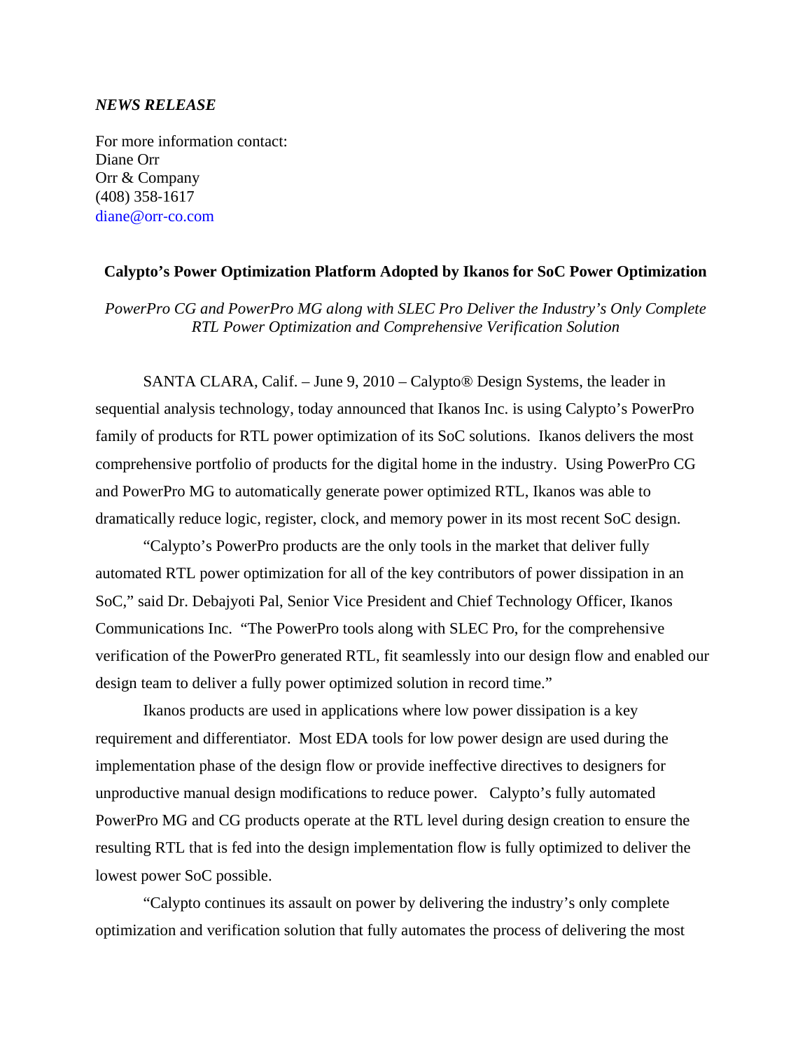*NEWS RELEASE*

For more information contact:
Diane Orr
Orr & Company
(408) 358-1617
diane@orr-co.com

**Calypto's Power Optimization Platform Adopted by Ikanos for SoC Power Optimization**

*PowerPro CG and PowerPro MG along with SLEC Pro Deliver the Industry's Only Complete RTL Power Optimization and Comprehensive Verification Solution*

SANTA CLARA, Calif. – June 9, 2010 – Calypto® Design Systems, the leader in sequential analysis technology, today announced that Ikanos Inc. is using Calypto's PowerPro family of products for RTL power optimization of its SoC solutions. Ikanos delivers the most comprehensive portfolio of products for the digital home in the industry. Using PowerPro CG and PowerPro MG to automatically generate power optimized RTL, Ikanos was able to dramatically reduce logic, register, clock, and memory power in its most recent SoC design.

"Calypto's PowerPro products are the only tools in the market that deliver fully automated RTL power optimization for all of the key contributors of power dissipation in an SoC," said Dr. Debajyoti Pal, Senior Vice President and Chief Technology Officer, Ikanos Communications Inc. "The PowerPro tools along with SLEC Pro, for the comprehensive verification of the PowerPro generated RTL, fit seamlessly into our design flow and enabled our design team to deliver a fully power optimized solution in record time."

Ikanos products are used in applications where low power dissipation is a key requirement and differentiator. Most EDA tools for low power design are used during the implementation phase of the design flow or provide ineffective directives to designers for unproductive manual design modifications to reduce power. Calypto's fully automated PowerPro MG and CG products operate at the RTL level during design creation to ensure the resulting RTL that is fed into the design implementation flow is fully optimized to deliver the lowest power SoC possible.

"Calypto continues its assault on power by delivering the industry's only complete optimization and verification solution that fully automates the process of delivering the most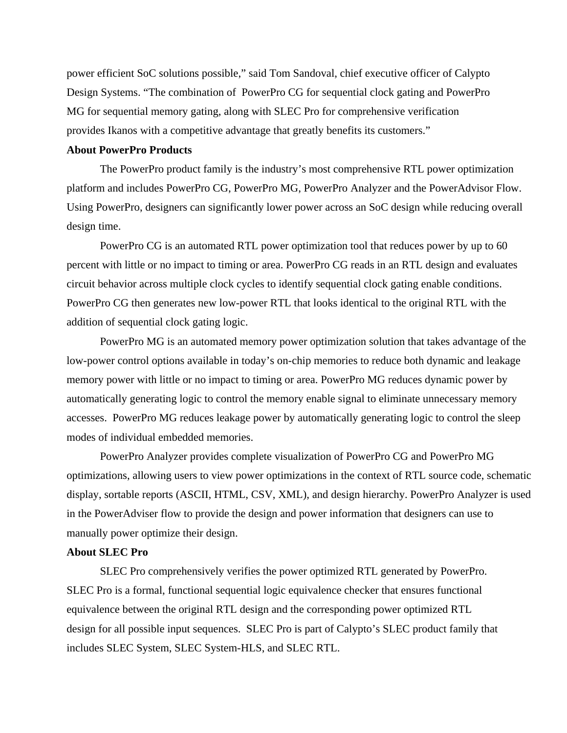power efficient SoC solutions possible," said Tom Sandoval, chief executive officer of Calypto Design Systems. "The combination of PowerPro CG for sequential clock gating and PowerPro MG for sequential memory gating, along with SLEC Pro for comprehensive verification provides Ikanos with a competitive advantage that greatly benefits its customers."

**About PowerPro Products**

The PowerPro product family is the industry's most comprehensive RTL power optimization platform and includes PowerPro CG, PowerPro MG, PowerPro Analyzer and the PowerAdvisor Flow. Using PowerPro, designers can significantly lower power across an SoC design while reducing overall design time.

PowerPro CG is an automated RTL power optimization tool that reduces power by up to 60 percent with little or no impact to timing or area. PowerPro CG reads in an RTL design and evaluates circuit behavior across multiple clock cycles to identify sequential clock gating enable conditions. PowerPro CG then generates new low-power RTL that looks identical to the original RTL with the addition of sequential clock gating logic.

PowerPro MG is an automated memory power optimization solution that takes advantage of the low-power control options available in today's on-chip memories to reduce both dynamic and leakage memory power with little or no impact to timing or area. PowerPro MG reduces dynamic power by automatically generating logic to control the memory enable signal to eliminate unnecessary memory accesses. PowerPro MG reduces leakage power by automatically generating logic to control the sleep modes of individual embedded memories.

PowerPro Analyzer provides complete visualization of PowerPro CG and PowerPro MG optimizations, allowing users to view power optimizations in the context of RTL source code, schematic display, sortable reports (ASCII, HTML, CSV, XML), and design hierarchy. PowerPro Analyzer is used in the PowerAdviser flow to provide the design and power information that designers can use to manually power optimize their design.

**About SLEC Pro**

SLEC Pro comprehensively verifies the power optimized RTL generated by PowerPro. SLEC Pro is a formal, functional sequential logic equivalence checker that ensures functional equivalence between the original RTL design and the corresponding power optimized RTL design for all possible input sequences. SLEC Pro is part of Calypto's SLEC product family that includes SLEC System, SLEC System-HLS, and SLEC RTL.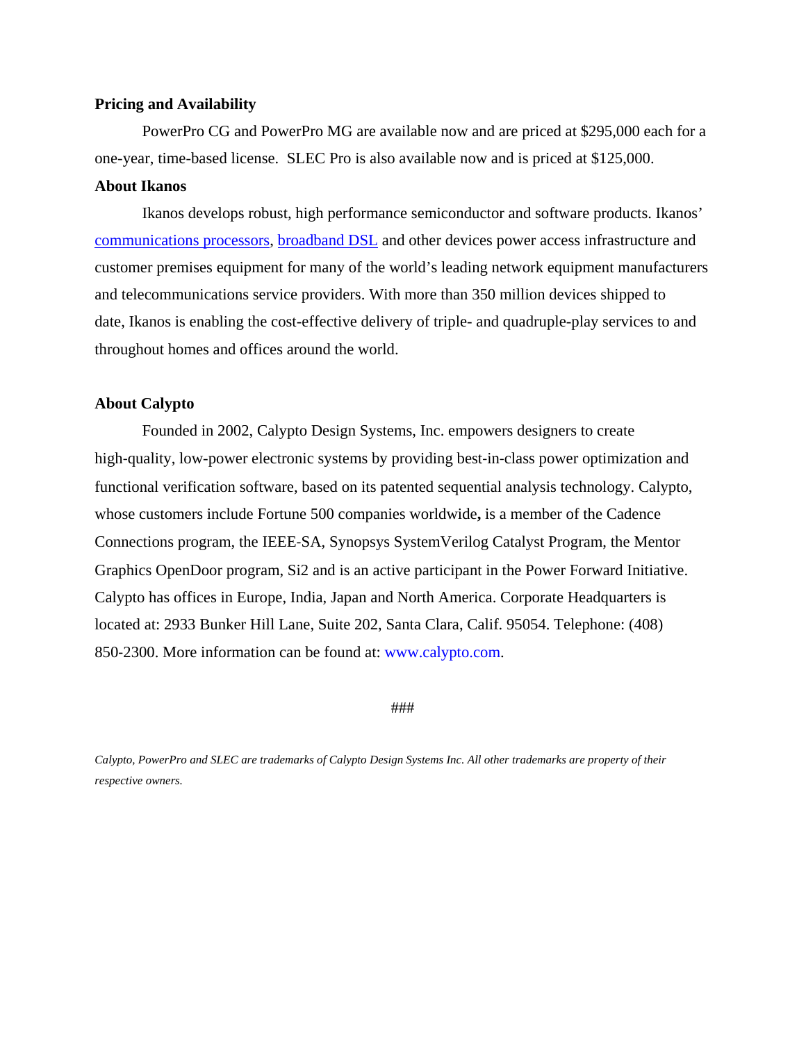**Pricing and Availability**

PowerPro CG and PowerPro MG are available now and are priced at $295,000 each for a one-year, time-based license. SLEC Pro is also available now and is priced at $125,000.

**About Ikanos**

Ikanos develops robust, high performance semiconductor and software products. Ikanos' communications processors, broadband DSL and other devices power access infrastructure and customer premises equipment for many of the world's leading network equipment manufacturers and telecommunications service providers. With more than 350 million devices shipped to date, Ikanos is enabling the cost-effective delivery of triple- and quadruple-play services to and throughout homes and offices around the world.

**About Calypto**

Founded in 2002, Calypto Design Systems, Inc. empowers designers to create high-quality, low-power electronic systems by providing best-in-class power optimization and functional verification software, based on its patented sequential analysis technology. Calypto, whose customers include Fortune 500 companies worldwide**,** is a member of the Cadence Connections program, the IEEE-SA, Synopsys SystemVerilog Catalyst Program, the Mentor Graphics OpenDoor program, Si2 and is an active participant in the Power Forward Initiative. Calypto has offices in Europe, India, Japan and North America. Corporate Headquarters is located at: 2933 Bunker Hill Lane, Suite 202, Santa Clara, Calif. 95054. Telephone: (408) 850-2300. More information can be found at: www.calypto.com.

###

*Calypto, PowerPro and SLEC are trademarks of Calypto Design Systems Inc. All other trademarks are property of their respective owners.*